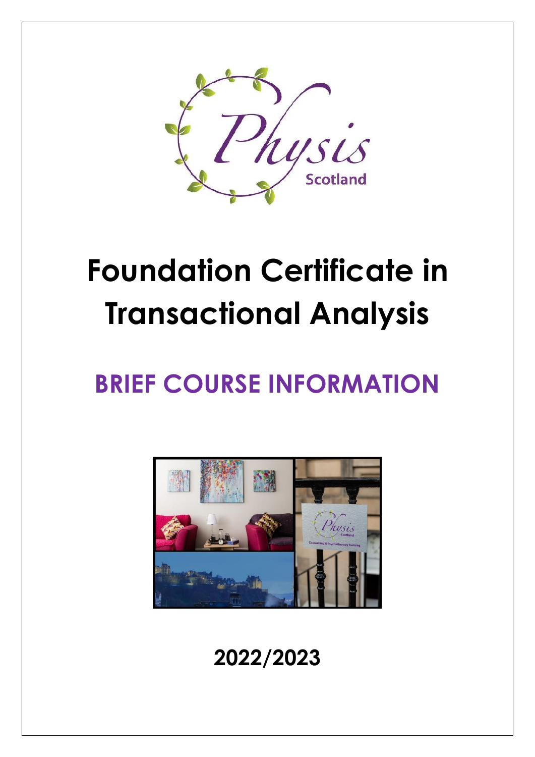# Foundation Certificate in Transactional Analysis

## BRIEF COURSE INFORMATION

**2022/2023**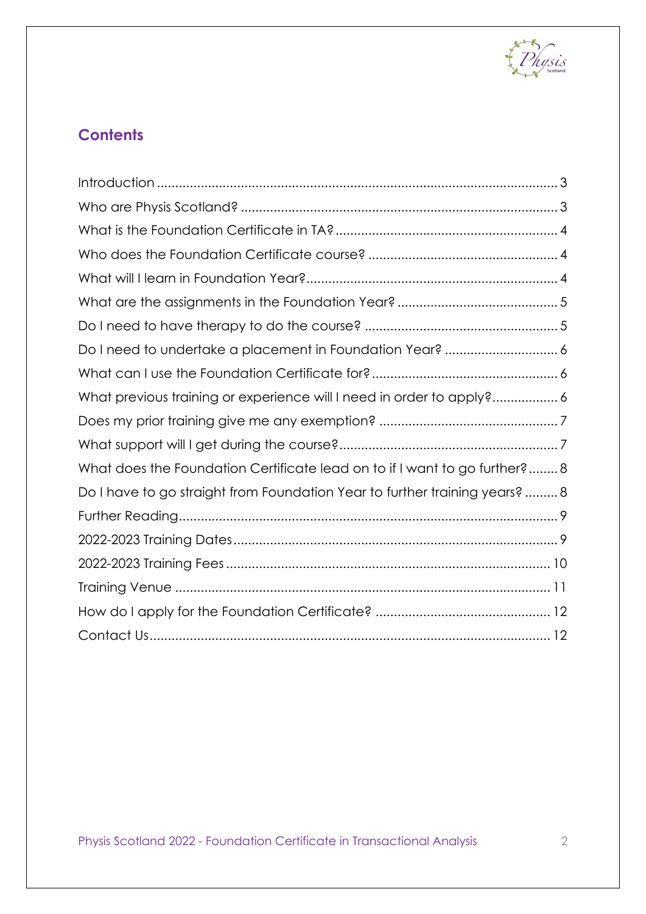## Contents

- Introduction ........ 3
- Who are Physis Scotland? ........ 3
- What is the Foundation Certificate in TA? ........ 4
- Who does the Foundation Certificate course? ........ 4
- What will I learn in Foundation Year? ........ 4
- What are the assignments in the Foundation Year? ........ 5
- Do I need to have therapy to do the course? ........ 5
- Do I need to undertake a placement in Foundation Year? ........ 6
- What can I use the Foundation Certificate for? ........ 6
- What previous training or experience will I need in order to apply? ........ 6
- Does my prior training give me any exemption? ........ 7
- What support will I get during the course? ........ 7
- What does the Foundation Certificate lead on to if I want to go further? ........ 8
- Do I have to go straight from Foundation Year to further training years? ........ 8
- Further Reading ........ 9
- 2022-2023 Training Dates ........ 9
- 2022-2023 Training Fees ........ 10
- Training Venue ........ 11
- How do I apply for the Foundation Certificate? ........ 12
- Contact Us ........ 12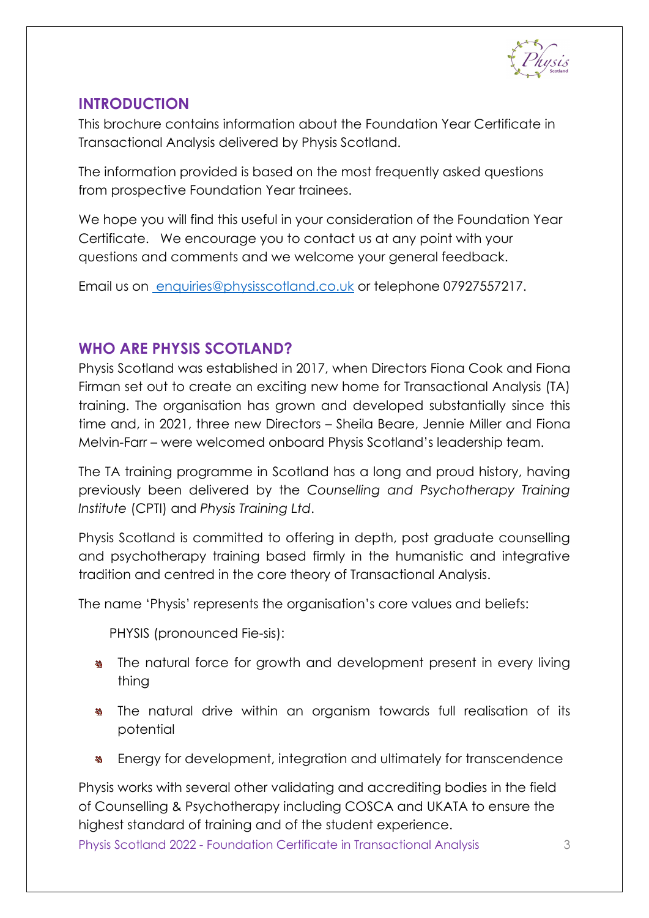## INTRODUCTION

This brochure contains information about the Foundation Year Certificate in Transactional Analysis delivered by Physis Scotland.

The information provided is based on the most frequently asked questions from prospective Foundation Year trainees.

We hope you will find this useful in your consideration of the Foundation Year Certificate. We encourage you to contact us at any point with your questions and comments and we welcome your general feedback.

Email us on [enquiries@physisscotland.co.uk](mailto:enquiries@physisscotland.co.uk) or telephone 07927557217.

## WHO ARE PHYSIS SCOTLAND?

Physis Scotland was established in 2017, when Directors Fiona Cook and Fiona Firman set out to create an exciting new home for Transactional Analysis (TA) training. The organisation has grown and developed substantially since this time and, in 2021, three new Directors – Sheila Beare, Jennie Miller and Fiona Melvin-Farr – were welcomed onboard Physis Scotland's leadership team.

The TA training programme in Scotland has a long and proud history, having previously been delivered by the *Counselling and Psychotherapy Training Institute* (CPTI) and *Physis Training Ltd*.

Physis Scotland is committed to offering in depth, post graduate counselling and psychotherapy training based firmly in the humanistic and integrative tradition and centred in the core theory of Transactional Analysis.

The name 'Physis' represents the organisation's core values and beliefs:

PHYSIS (pronounced Fie-sis):

- The natural force for growth and development present in every living thing
- The natural drive within an organism towards full realisation of its potential
- Energy for development, integration and ultimately for transcendence

Physis works with several other validating and accrediting bodies in the field of Counselling & Psychotherapy including COSCA and UKATA to ensure the highest standard of training and of the student experience.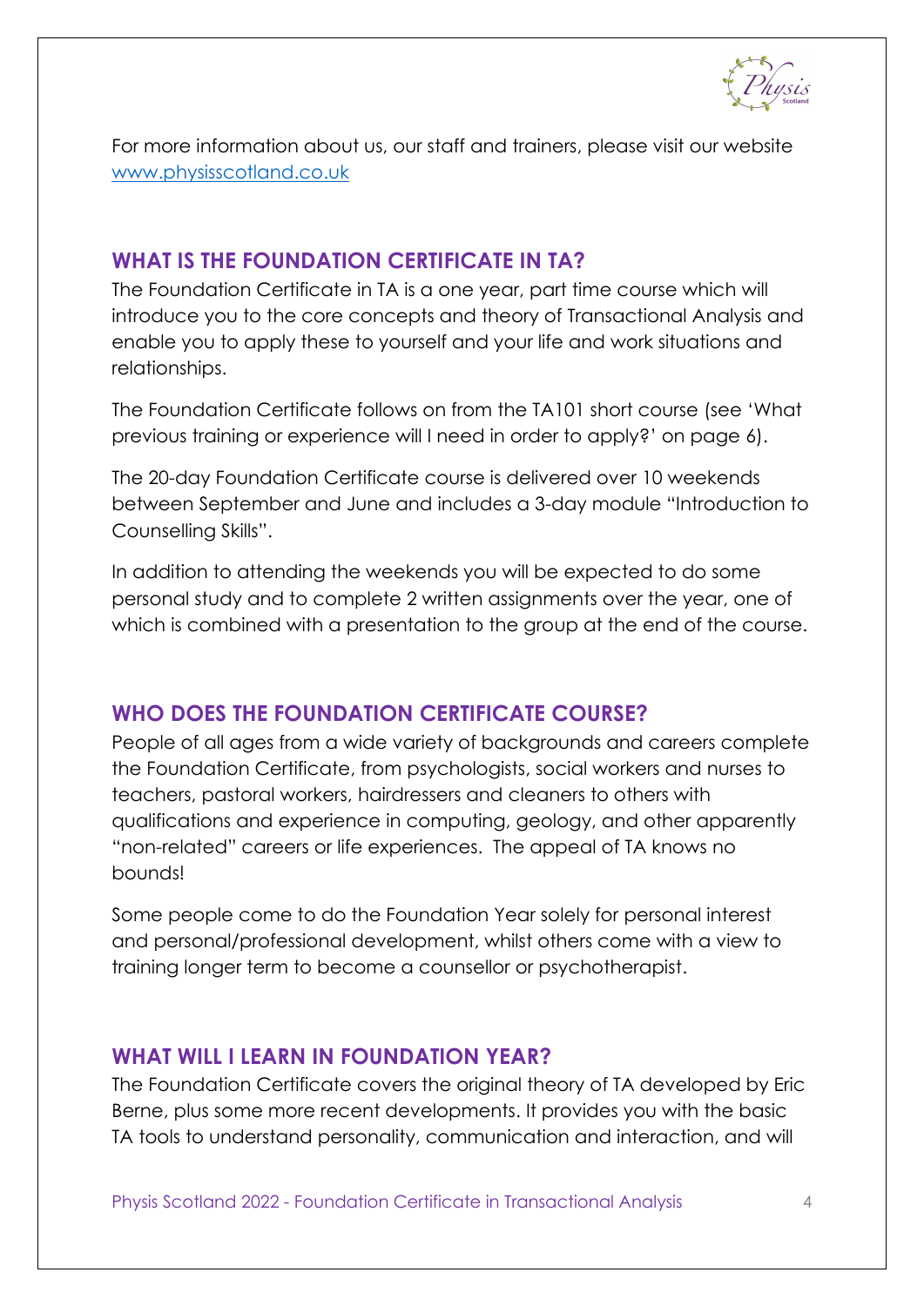For more information about us, our staff and trainers, please visit our website [www.physisscotland.co.uk](http://www.physisscotland.co.uk)

## WHAT IS THE FOUNDATION CERTIFICATE IN TA?

The Foundation Certificate in TA is a one year, part time course which will introduce you to the core concepts and theory of Transactional Analysis and enable you to apply these to yourself and your life and work situations and relationships.

The Foundation Certificate follows on from the TA101 short course (see 'What previous training or experience will I need in order to apply?' on page 6).

The 20-day Foundation Certificate course is delivered over 10 weekends between September and June and includes a 3-day module "Introduction to Counselling Skills".

In addition to attending the weekends you will be expected to do some personal study and to complete 2 written assignments over the year, one of which is combined with a presentation to the group at the end of the course.

## WHO DOES THE FOUNDATION CERTIFICATE COURSE?

People of all ages from a wide variety of backgrounds and careers complete the Foundation Certificate, from psychologists, social workers and nurses to teachers, pastoral workers, hairdressers and cleaners to others with qualifications and experience in computing, geology, and other apparently "non-related" careers or life experiences. The appeal of TA knows no bounds!

Some people come to do the Foundation Year solely for personal interest and personal/professional development, whilst others come with a view to training longer term to become a counsellor or psychotherapist.

## WHAT WILL I LEARN IN FOUNDATION YEAR?

The Foundation Certificate covers the original theory of TA developed by Eric Berne, plus some more recent developments. It provides you with the basic TA tools to understand personality, communication and interaction, and will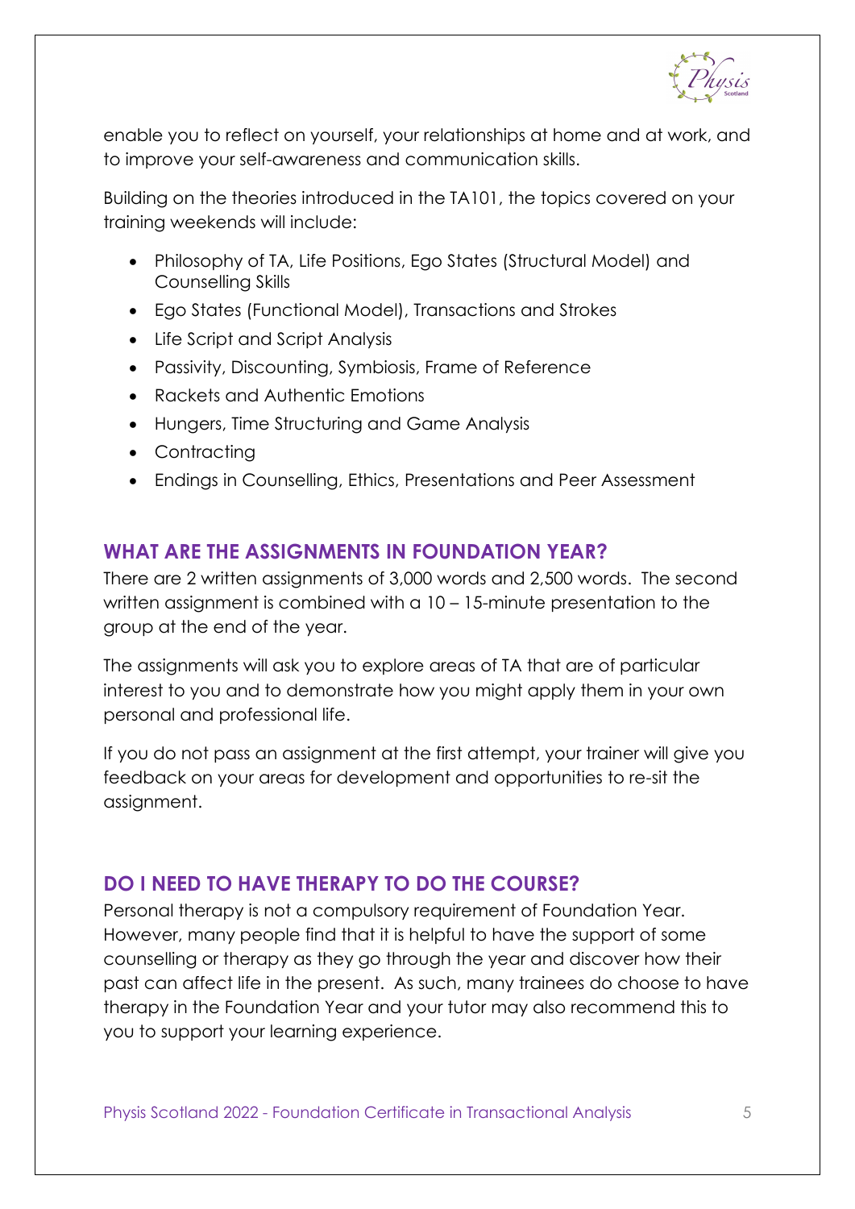enable you to reflect on yourself, your relationships at home and at work, and to improve your self-awareness and communication skills.

Building on the theories introduced in the TA101, the topics covered on your training weekends will include:

- Philosophy of TA, Life Positions, Ego States (Structural Model) and Counselling Skills
- Ego States (Functional Model), Transactions and Strokes
- Life Script and Script Analysis
- Passivity, Discounting, Symbiosis, Frame of Reference
- Rackets and Authentic Emotions
- Hungers, Time Structuring and Game Analysis
- Contracting
- Endings in Counselling, Ethics, Presentations and Peer Assessment

## WHAT ARE THE ASSIGNMENTS IN FOUNDATION YEAR?

There are 2 written assignments of 3,000 words and 2,500 words. The second written assignment is combined with a 10 – 15-minute presentation to the group at the end of the year.

The assignments will ask you to explore areas of TA that are of particular interest to you and to demonstrate how you might apply them in your own personal and professional life.

If you do not pass an assignment at the first attempt, your trainer will give you feedback on your areas for development and opportunities to re-sit the assignment.

## DO I NEED TO HAVE THERAPY TO DO THE COURSE?

Personal therapy is not a compulsory requirement of Foundation Year. However, many people find that it is helpful to have the support of some counselling or therapy as they go through the year and discover how their past can affect life in the present. As such, many trainees do choose to have therapy in the Foundation Year and your tutor may also recommend this to you to support your learning experience.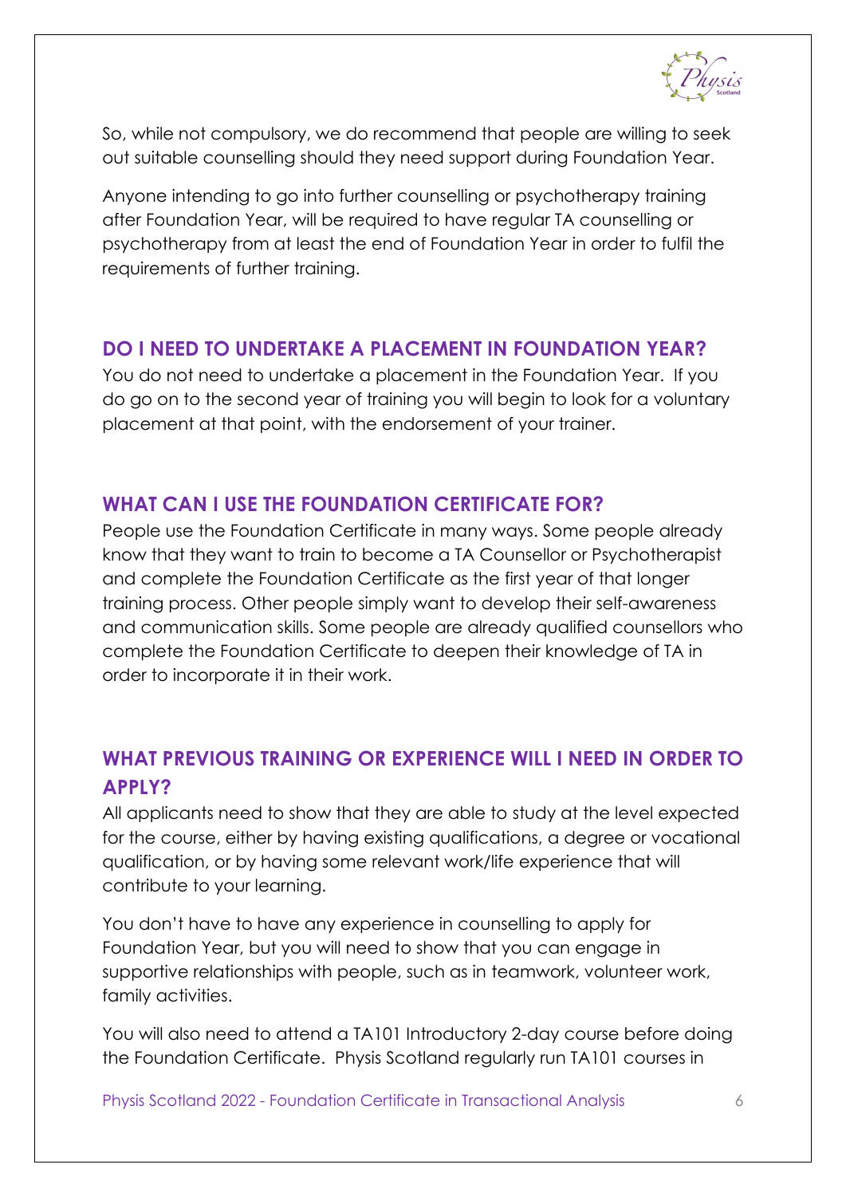So, while not compulsory, we do recommend that people are willing to seek out suitable counselling should they need support during Foundation Year.

Anyone intending to go into further counselling or psychotherapy training after Foundation Year, will be required to have regular TA counselling or psychotherapy from at least the end of Foundation Year in order to fulfil the requirements of further training.

## DO I NEED TO UNDERTAKE A PLACEMENT IN FOUNDATION YEAR?

You do not need to undertake a placement in the Foundation Year. If you do go on to the second year of training you will begin to look for a voluntary placement at that point, with the endorsement of your trainer.

## WHAT CAN I USE THE FOUNDATION CERTIFICATE FOR?

People use the Foundation Certificate in many ways. Some people already know that they want to train to become a TA Counsellor or Psychotherapist and complete the Foundation Certificate as the first year of that longer training process. Other people simply want to develop their self-awareness and communication skills. Some people are already qualified counsellors who complete the Foundation Certificate to deepen their knowledge of TA in order to incorporate it in their work.

## WHAT PREVIOUS TRAINING OR EXPERIENCE WILL I NEED IN ORDER TO APPLY?

All applicants need to show that they are able to study at the level expected for the course, either by having existing qualifications, a degree or vocational qualification, or by having some relevant work/life experience that will contribute to your learning.

You don't have to have any experience in counselling to apply for Foundation Year, but you will need to show that you can engage in supportive relationships with people, such as in teamwork, volunteer work, family activities.

You will also need to attend a TA101 Introductory 2-day course before doing the Foundation Certificate. Physis Scotland regularly run TA101 courses in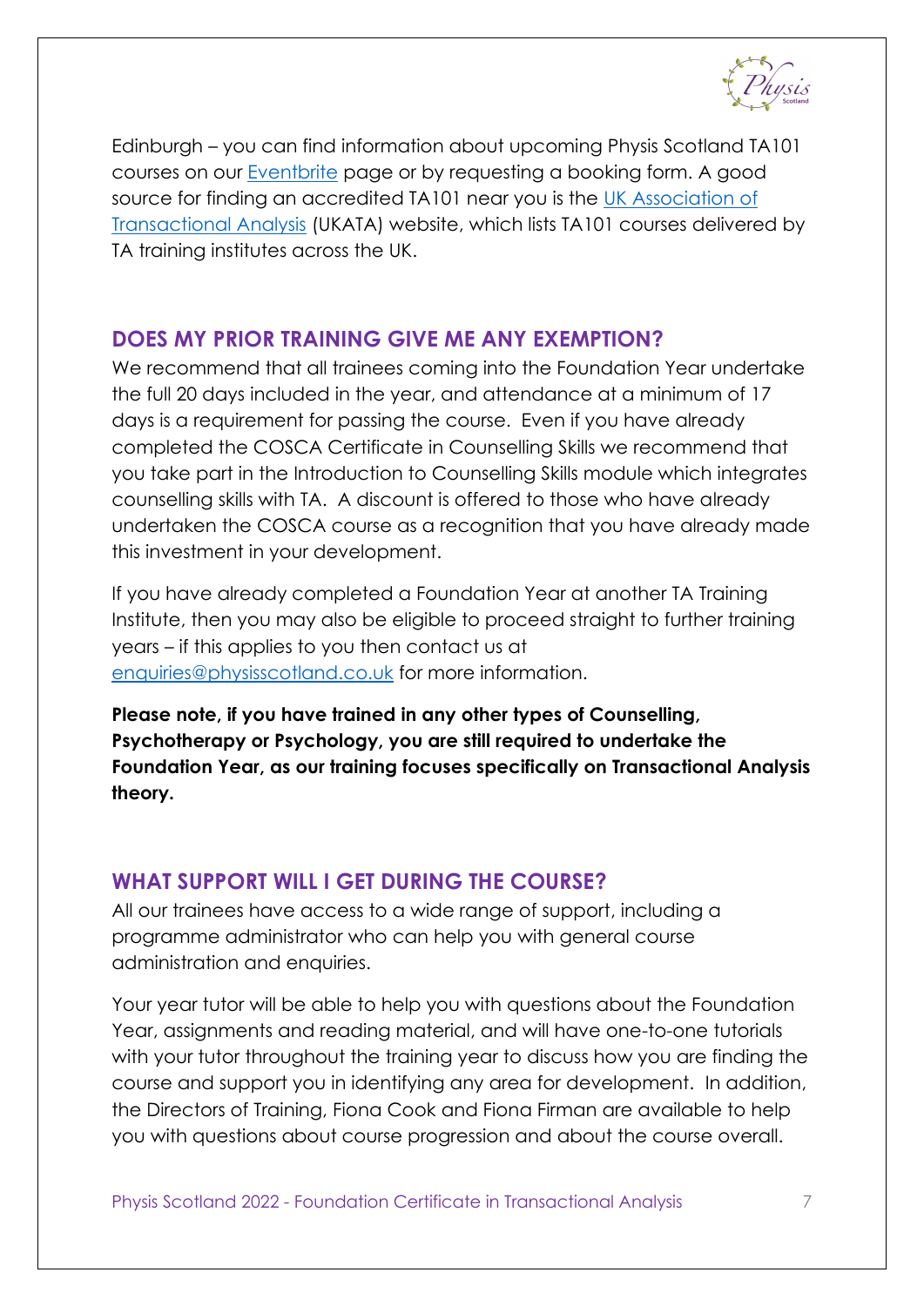Edinburgh – you can find information about upcoming Physis Scotland TA101 courses on our [Eventbrite](Eventbrite) page or by requesting a booking form. A good source for finding an accredited TA101 near you is the [UK Association of Transactional Analysis](UK Association of Transactional Analysis) (UKATA) website, which lists TA101 courses delivered by TA training institutes across the UK.

## DOES MY PRIOR TRAINING GIVE ME ANY EXEMPTION?

We recommend that all trainees coming into the Foundation Year undertake the full 20 days included in the year, and attendance at a minimum of 17 days is a requirement for passing the course. Even if you have already completed the COSCA Certificate in Counselling Skills we recommend that you take part in the Introduction to Counselling Skills module which integrates counselling skills with TA. A discount is offered to those who have already undertaken the COSCA course as a recognition that you have already made this investment in your development.

If you have already completed a Foundation Year at another TA Training Institute, then you may also be eligible to proceed straight to further training years – if this applies to you then contact us at enquiries@physisscotland.co.uk for more information.

**Please note, if you have trained in any other types of Counselling, Psychotherapy or Psychology, you are still required to undertake the Foundation Year, as our training focuses specifically on Transactional Analysis theory.**

## WHAT SUPPORT WILL I GET DURING THE COURSE?

All our trainees have access to a wide range of support, including a programme administrator who can help you with general course administration and enquiries.

Your year tutor will be able to help you with questions about the Foundation Year, assignments and reading material, and will have one-to-one tutorials with your tutor throughout the training year to discuss how you are finding the course and support you in identifying any area for development. In addition, the Directors of Training, Fiona Cook and Fiona Firman are available to help you with questions about course progression and about the course overall.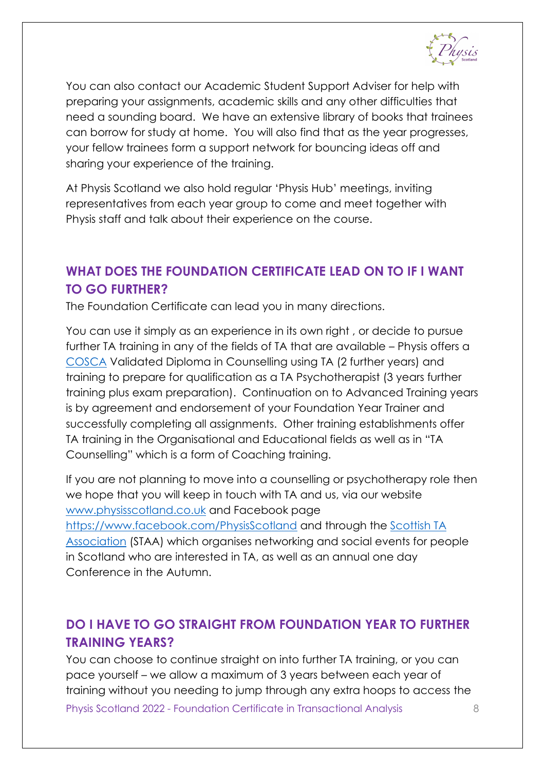You can also contact our Academic Student Support Adviser for help with preparing your assignments, academic skills and any other difficulties that need a sounding board. We have an extensive library of books that trainees can borrow for study at home. You will also find that as the year progresses, your fellow trainees form a support network for bouncing ideas off and sharing your experience of the training.

At Physis Scotland we also hold regular 'Physis Hub' meetings, inviting representatives from each year group to come and meet together with Physis staff and talk about their experience on the course.

## WHAT DOES THE FOUNDATION CERTIFICATE LEAD ON TO IF I WANT TO GO FURTHER?

The Foundation Certificate can lead you in many directions.

You can use it simply as an experience in its own right , or decide to pursue further TA training in any of the fields of TA that are available – Physis offers a COSCA Validated Diploma in Counselling using TA (2 further years) and training to prepare for qualification as a TA Psychotherapist (3 years further training plus exam preparation). Continuation on to Advanced Training years is by agreement and endorsement of your Foundation Year Trainer and successfully completing all assignments. Other training establishments offer TA training in the Organisational and Educational fields as well as in "TA Counselling" which is a form of Coaching training.

If you are not planning to move into a counselling or psychotherapy role then we hope that you will keep in touch with TA and us, via our website www.physisscotland.co.uk and Facebook page https://www.facebook.com/PhysisScotland and through the Scottish TA Association (STAA) which organises networking and social events for people in Scotland who are interested in TA, as well as an annual one day Conference in the Autumn.

## DO I HAVE TO GO STRAIGHT FROM FOUNDATION YEAR TO FURTHER TRAINING YEARS?

You can choose to continue straight on into further TA training, or you can pace yourself – we allow a maximum of 3 years between each year of training without you needing to jump through any extra hoops to access the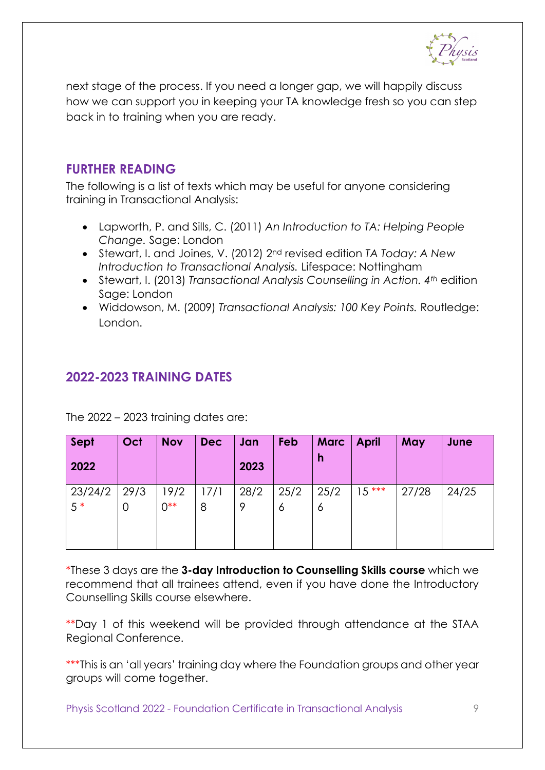next stage of the process. If you need a longer gap, we will happily discuss how we can support you in keeping your TA knowledge fresh so you can step back in to training when you are ready.

## FURTHER READING

The following is a list of texts which may be useful for anyone considering training in Transactional Analysis:

- Lapworth, P. and Sills, C. (2011) *An Introduction to TA: Helping People Change.* Sage: London
- Stewart, I. and Joines, V. (2012) 2nd revised edition *TA Today: A New Introduction to Transactional Analysis.* Lifespace: Nottingham
- Stewart, I. (2013) *Transactional Analysis Counselling in Action. 4th* edition Sage: London
- Widdowson, M. (2009) *Transactional Analysis: 100 Key Points.* Routledge: London.

## 2022-2023 TRAINING DATES

The 2022 – 2023 training dates are:

| Sept 2022 | Oct | Nov | Dec | Jan 2023 | Feb | March | April | May | June |
|---|---|---|---|---|---|---|---|---|---|
| 23/24/25 * | 29/30 | 19/20** | 17/18 | 28/29 | 25/26 | 25/26 | 15 *** | 27/28 | 24/25 |

*These 3 days are the **3-day Introduction to Counselling Skills course** which we recommend that all trainees attend, even if you have done the Introductory Counselling Skills course elsewhere.

**Day 1 of this weekend will be provided through attendance at the STAA Regional Conference.

***This is an 'all years' training day where the Foundation groups and other year groups will come together.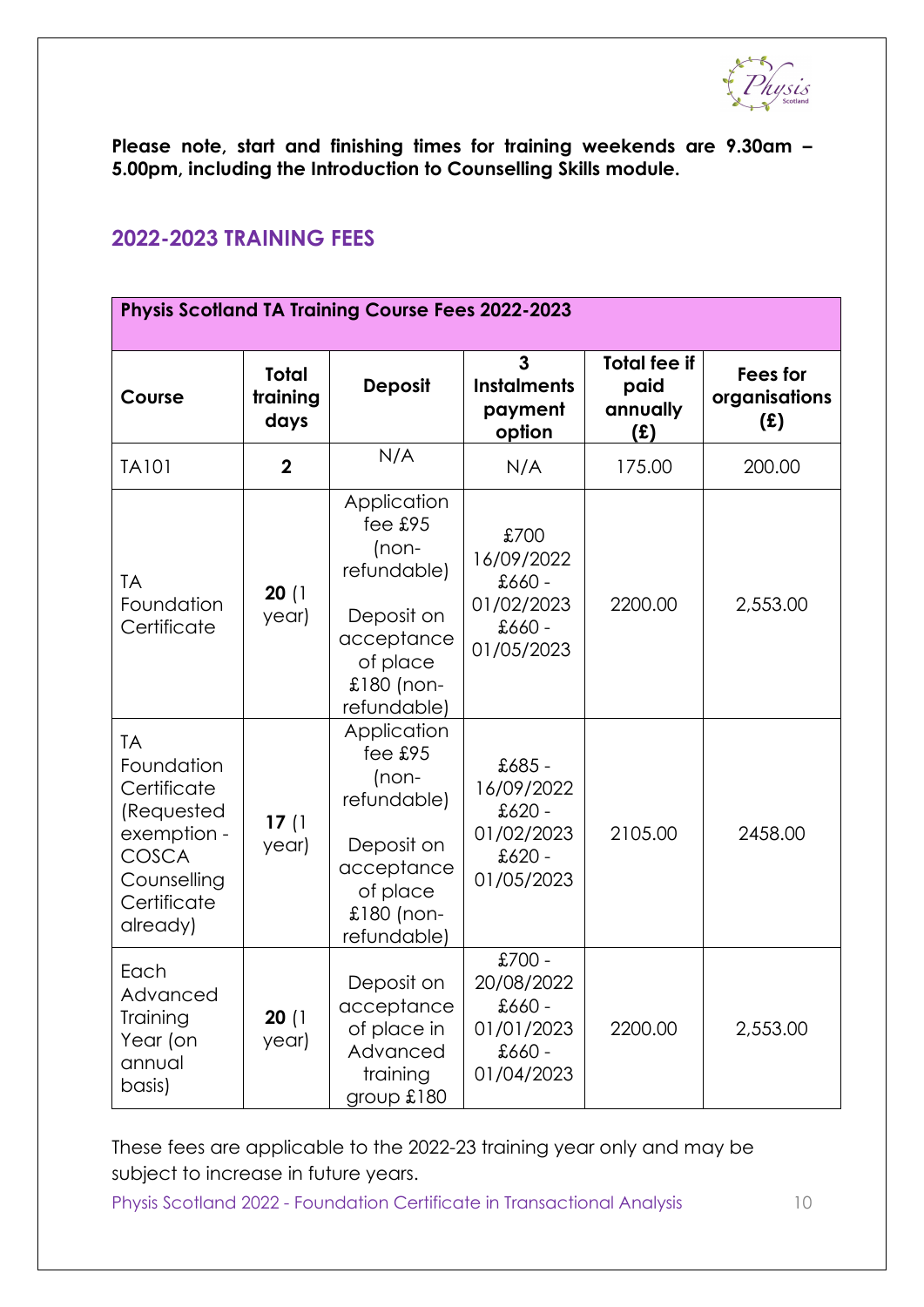**Please note, start and finishing times for training weekends are 9.30am – 5.00pm, including the Introduction to Counselling Skills module.**

## 2022-2023 TRAINING FEES

| **Physis Scotland TA Training Course Fees 2022-2023** | | | | | |
|---|---|---|---|---|---|
| **Course** | **Total training days** | **Deposit** | **3 Instalments payment option** | **Total fee if paid annually (£)** | **Fees for organisations (£)** |
| TA101 | **2** | N/A | N/A | 175.00 | 200.00 |
| TA Foundation Certificate | **20** (1 year) | Application fee £95 (non-refundable)<br><br>Deposit on acceptance of place £180 (non-refundable) | £700 16/09/2022<br>£660 - 01/02/2023<br>£660 - 01/05/2023 | 2200.00 | 2,553.00 |
| TA Foundation Certificate (Requested exemption - COSCA Counselling Certificate already) | **17** (1 year) | Application fee £95 (non-refundable)<br><br>Deposit on acceptance of place £180 (non-refundable) | £685 - 16/09/2022<br>£620 - 01/02/2023<br>£620 - 01/05/2023 | 2105.00 | 2458.00 |
| Each Advanced Training Year (on annual basis) | **20** (1 year) | Deposit on acceptance of place in Advanced training group £180 | £700 - 20/08/2022<br>£660 - 01/01/2023<br>£660 - 01/04/2023 | 2200.00 | 2,553.00 |

These fees are applicable to the 2022-23 training year only and may be subject to increase in future years.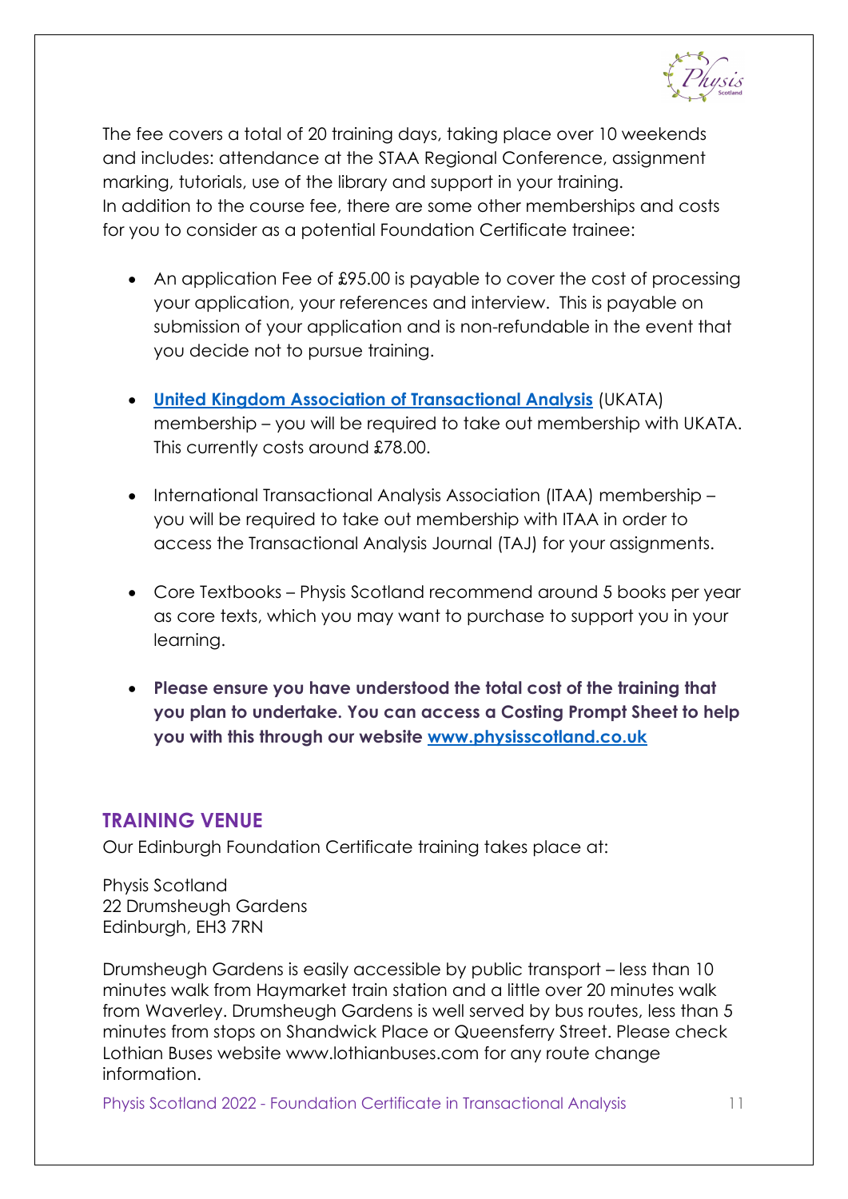The fee covers a total of 20 training days, taking place over 10 weekends and includes: attendance at the STAA Regional Conference, assignment marking, tutorials, use of the library and support in your training.
In addition to the course fee, there are some other memberships and costs for you to consider as a potential Foundation Certificate trainee:

- An application Fee of £95.00 is payable to cover the cost of processing your application, your references and interview. This is payable on submission of your application and is non-refundable in the event that you decide not to pursue training.

- **United Kingdom Association of Transactional Analysis** (UKATA) membership – you will be required to take out membership with UKATA. This currently costs around £78.00.

- International Transactional Analysis Association (ITAA) membership – you will be required to take out membership with ITAA in order to access the Transactional Analysis Journal (TAJ) for your assignments.

- Core Textbooks – Physis Scotland recommend around 5 books per year as core texts, which you may want to purchase to support you in your learning.

- **Please ensure you have understood the total cost of the training that you plan to undertake. You can access a Costing Prompt Sheet to help you with this through our website www.physisscotland.co.uk**

## TRAINING VENUE

Our Edinburgh Foundation Certificate training takes place at:

Physis Scotland
22 Drumsheugh Gardens
Edinburgh, EH3 7RN

Drumsheugh Gardens is easily accessible by public transport – less than 10 minutes walk from Haymarket train station and a little over 20 minutes walk from Waverley. Drumsheugh Gardens is well served by bus routes, less than 5 minutes from stops on Shandwick Place or Queensferry Street. Please check Lothian Buses website www.lothianbuses.com for any route change information.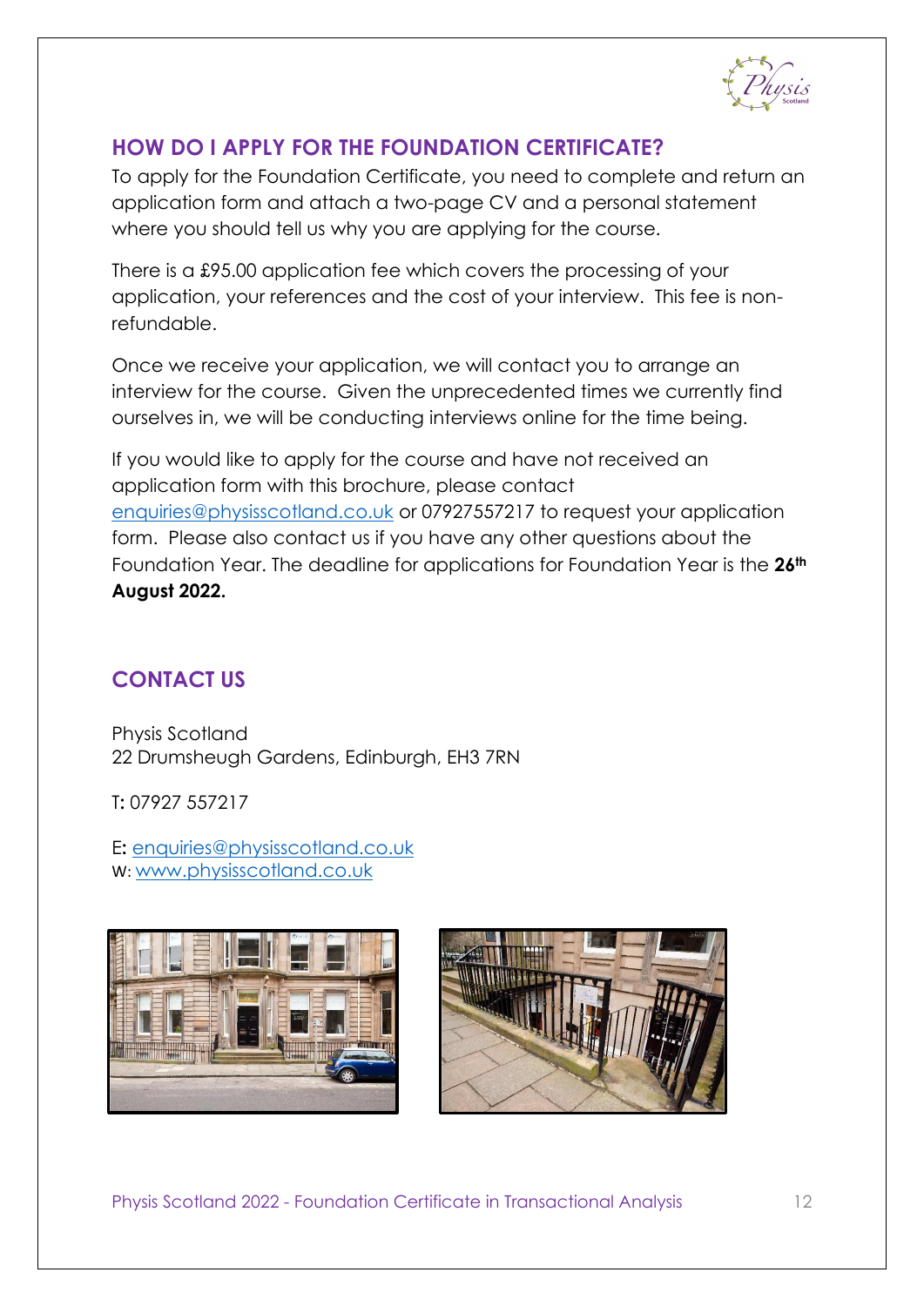## HOW DO I APPLY FOR THE FOUNDATION CERTIFICATE?

To apply for the Foundation Certificate, you need to complete and return an application form and attach a two-page CV and a personal statement where you should tell us why you are applying for the course.

There is a £95.00 application fee which covers the processing of your application, your references and the cost of your interview. This fee is non-refundable.

Once we receive your application, we will contact you to arrange an interview for the course. Given the unprecedented times we currently find ourselves in, we will be conducting interviews online for the time being.

If you would like to apply for the course and have not received an application form with this brochure, please contact enquiries@physisscotland.co.uk or 07927557217 to request your application form. Please also contact us if you have any other questions about the Foundation Year. The deadline for applications for Foundation Year is the **26th August 2022.**

## CONTACT US

Physis Scotland
22 Drumsheugh Gardens, Edinburgh, EH3 7RN

T**:** 07927 557217

E**:** enquiries@physisscotland.co.uk
W: www.physisscotland.co.uk